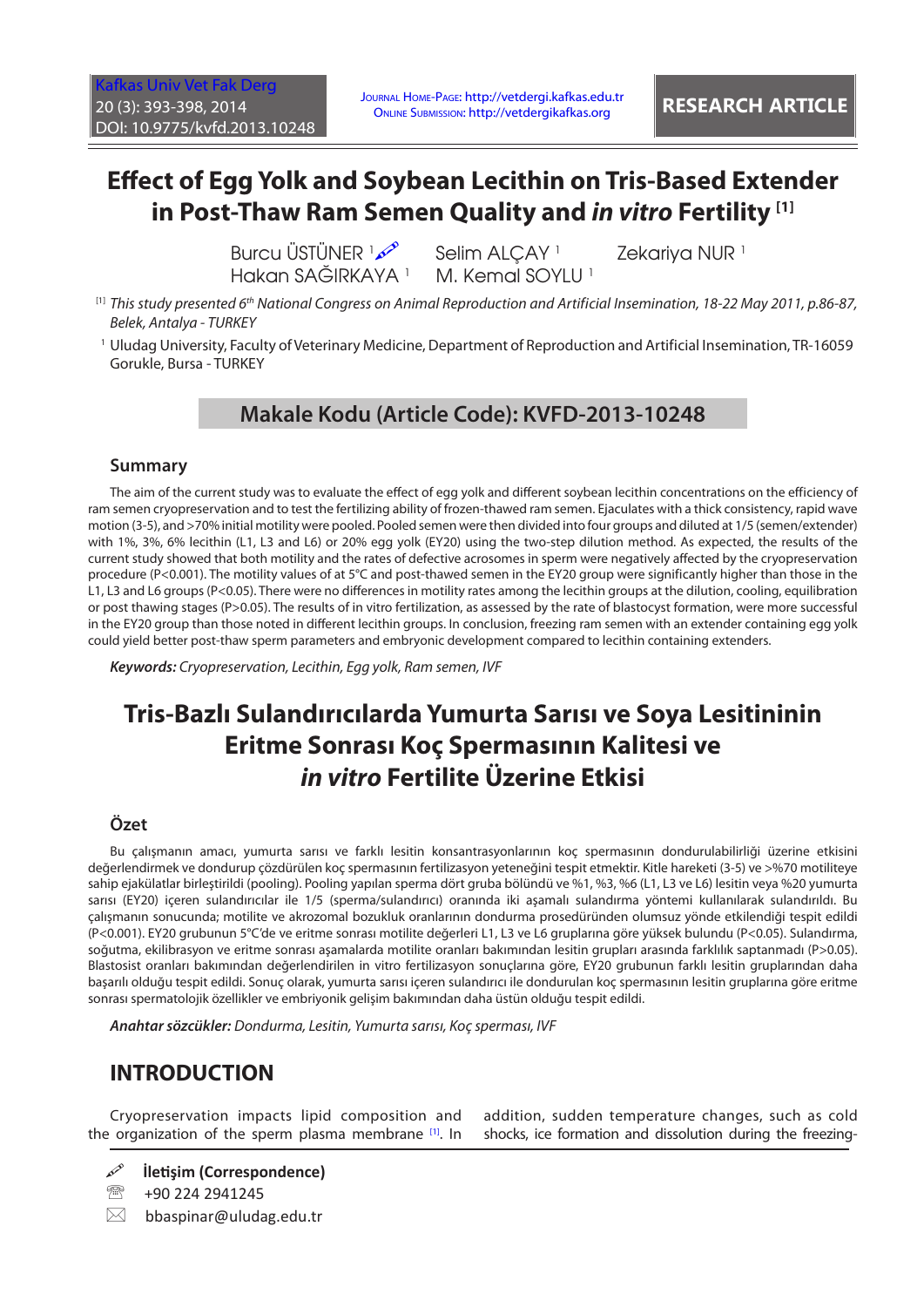RESEARCH ARTICLE

# Effect of Egg Yolk and Soybean Lecithin on Tris-Based Extender in Post-Thaw Ram Semen Quality and *in vitro* Fertility [1]

Burcu ÜSTÜNER [1] Selim ALÇAY [1] Zekariya NUR [1]
Hakan SAĞIRKAYA [1] M. Kemal SOYLU [1]

[1] *This study presented 6th National Congress on Animal Reproduction and Artificial Insemination, 18-22 May 2011, p.86-87, Belek, Antalya - TURKEY*

[1] Uludag University, Faculty of Veterinary Medicine, Department of Reproduction and Artificial Insemination, TR-16059 Gorukle, Bursa - TURKEY

## Makale Kodu (Article Code): KVFD-2013-10248

### Summary

The aim of the current study was to evaluate the effect of egg yolk and different soybean lecithin concentrations on the efficiency of ram semen cryopreservation and to test the fertilizing ability of frozen-thawed ram semen. Ejaculates with a thick consistency, rapid wave motion (3-5), and >70% initial motility were pooled. Pooled semen were then divided into four groups and diluted at 1/5 (semen/extender) with 1%, 3%, 6% lecithin (L1, L3 and L6) or 20% egg yolk (EY20) using the two-step dilution method. As expected, the results of the current study showed that both motility and the rates of defective acrosomes in sperm were negatively affected by the cryopreservation procedure (P<0.001). The motility values of at 5°C and post-thawed semen in the EY20 group were significantly higher than those in the L1, L3 and L6 groups (P<0.05). There were no differences in motility rates among the lecithin groups at the dilution, cooling, equilibration or post thawing stages (P>0.05). The results of in vitro fertilization, as assessed by the rate of blastocyst formation, were more successful in the EY20 group than those noted in different lecithin groups. In conclusion, freezing ram semen with an extender containing egg yolk could yield better post-thaw sperm parameters and embryonic development compared to lecithin containing extenders.

***Keywords:*** *Cryopreservation, Lecithin, Egg yolk, Ram semen, IVF*

# Tris-Bazlı Sulandırıcılarda Yumurta Sarısı ve Soya Lesitininin Eritme Sonrası Koç Spermasının Kalitesi ve *in vitro* Fertilite Üzerine Etkisi

### Özet

Bu çalışmanın amacı, yumurta sarısı ve farklı lesitin konsantrasyonlarının koç spermasının dondurulabilirliği üzerine etkisini değerlendirmek ve dondurup çözdürülen koç spermasının fertilizasyon yeteneğini tespit etmektir. Kitle hareketi (3-5) ve >%70 motiliteye sahip ejakülatlar birleştirildi (pooling). Pooling yapılan sperma dört gruba bölündü ve %1, %3, %6 (L1, L3 ve L6) lesitin veya %20 yumurta sarısı (EY20) içeren sulandırıcılar ile 1/5 (sperma/sulandırıcı) oranında iki aşamalı sulandırma yöntemi kullanılarak sulandırıldı. Bu çalışmanın sonucunda; motilite ve akrozomal bozukluk oranlarının dondurma prosedüründen olumsuz yönde etkilendiği tespit edildi (P<0.001). EY20 grubunun 5°C'de ve eritme sonrası motilite değerleri L1, L3 ve L6 gruplarına göre yüksek bulundu (P<0.05). Sulandırma, soğutma, ekilibrasyon ve eritme sonrası aşamalarda motilite oranları bakımından lesitin grupları arasında farklılık saptanmadı (P>0.05). Blastosist oranları bakımından değerlendirilen in vitro fertilizasyon sonuçlarına göre, EY20 grubunun farklı lesitin gruplarından daha başarılı olduğu tespit edildi. Sonuç olarak, yumurta sarısı içeren sulandırıcı ile dondurulan koç spermasının lesitin gruplarına göre eritme sonrası spermatolojik özellikler ve embriyonik gelişim bakımından daha üstün olduğu tespit edildi.

***Anahtar sözcükler:*** *Dondurma, Lesitin, Yumurta sarısı, Koç sperması, IVF*

## INTRODUCTION

Cryopreservation impacts lipid composition and the organization of the sperm plasma membrane [1]. In addition, sudden temperature changes, such as cold shocks, ice formation and dissolution during the freezing-

**İletişim (Correspondence)**

+90 224 2941245

bbaspinar@uludag.edu.tr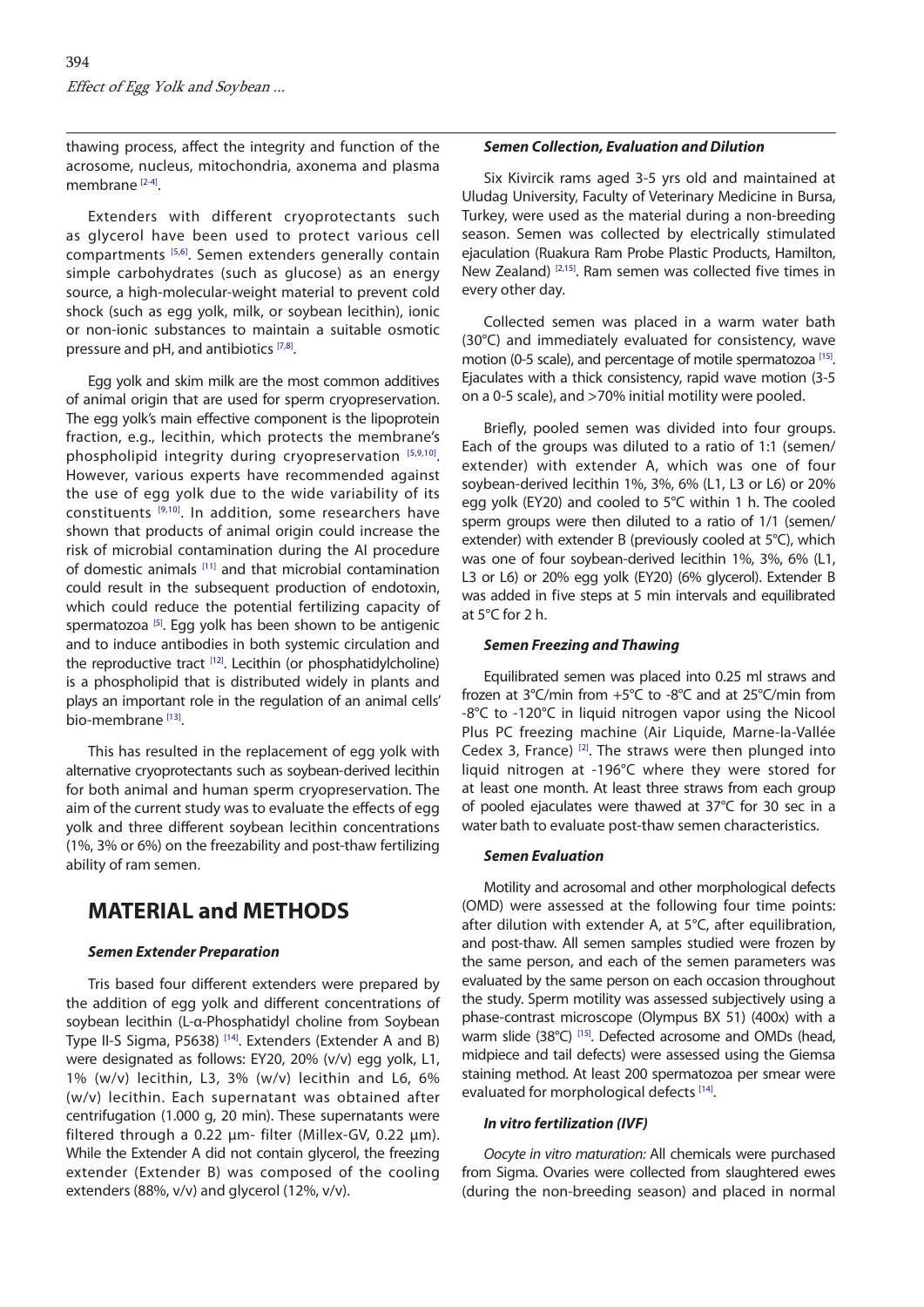thawing process, affect the integrity and function of the acrosome, nucleus, mitochondria, axonema and plasma membrane [2-4].

Extenders with different cryoprotectants such as glycerol have been used to protect various cell compartments [5,6]. Semen extenders generally contain simple carbohydrates (such as glucose) as an energy source, a high-molecular-weight material to prevent cold shock (such as egg yolk, milk, or soybean lecithin), ionic or non-ionic substances to maintain a suitable osmotic pressure and pH, and antibiotics [7,8].

Egg yolk and skim milk are the most common additives of animal origin that are used for sperm cryopreservation. The egg yolk's main effective component is the lipoprotein fraction, e.g., lecithin, which protects the membrane's phospholipid integrity during cryopreservation [5,9,10]. However, various experts have recommended against the use of egg yolk due to the wide variability of its constituents [9,10]. In addition, some researchers have shown that products of animal origin could increase the risk of microbial contamination during the AI procedure of domestic animals [11] and that microbial contamination could result in the subsequent production of endotoxin, which could reduce the potential fertilizing capacity of spermatozoa [5]. Egg yolk has been shown to be antigenic and to induce antibodies in both systemic circulation and the reproductive tract [12]. Lecithin (or phosphatidylcholine) is a phospholipid that is distributed widely in plants and plays an important role in the regulation of an animal cells' bio-membrane [13].

This has resulted in the replacement of egg yolk with alternative cryoprotectants such as soybean-derived lecithin for both animal and human sperm cryopreservation. The aim of the current study was to evaluate the effects of egg yolk and three different soybean lecithin concentrations (1%, 3% or 6%) on the freezability and post-thaw fertilizing ability of ram semen.

# MATERIAL and METHODS

### *Semen Extender Preparation*

Tris based four different extenders were prepared by the addition of egg yolk and different concentrations of soybean lecithin (L-α-Phosphatidyl choline from Soybean Type II-S Sigma, P5638) [14]. Extenders (Extender A and B) were designated as follows: EY20, 20% (v/v) egg yolk, L1, 1% (w/v) lecithin, L3, 3% (w/v) lecithin and L6, 6% (w/v) lecithin. Each supernatant was obtained after centrifugation (1.000 g, 20 min). These supernatants were filtered through a 0.22 µm- filter (Millex-GV, 0.22 µm). While the Extender A did not contain glycerol, the freezing extender (Extender B) was composed of the cooling extenders (88%, v/v) and glycerol (12%, v/v).

### *Semen Collection, Evaluation and Dilution*

Six Kivircik rams aged 3-5 yrs old and maintained at Uludag University, Faculty of Veterinary Medicine in Bursa, Turkey, were used as the material during a non-breeding season. Semen was collected by electrically stimulated ejaculation (Ruakura Ram Probe Plastic Products, Hamilton, New Zealand) [2,15]. Ram semen was collected five times in every other day.

Collected semen was placed in a warm water bath (30°C) and immediately evaluated for consistency, wave motion (0-5 scale), and percentage of motile spermatozoa [15]. Ejaculates with a thick consistency, rapid wave motion (3-5 on a 0-5 scale), and >70% initial motility were pooled.

Briefly, pooled semen was divided into four groups. Each of the groups was diluted to a ratio of 1:1 (semen/extender) with extender A, which was one of four soybean-derived lecithin 1%, 3%, 6% (L1, L3 or L6) or 20% egg yolk (EY20) and cooled to 5°C within 1 h. The cooled sperm groups were then diluted to a ratio of 1/1 (semen/extender) with extender B (previously cooled at 5°C), which was one of four soybean-derived lecithin 1%, 3%, 6% (L1, L3 or L6) or 20% egg yolk (EY20) (6% glycerol). Extender B was added in five steps at 5 min intervals and equilibrated at 5°C for 2 h.

### *Semen Freezing and Thawing*

Equilibrated semen was placed into 0.25 ml straws and frozen at 3°C/min from +5°C to -8°C and at 25°C/min from -8°C to -120°C in liquid nitrogen vapor using the Nicool Plus PC freezing machine (Air Liquide, Marne-la-Vallée Cedex 3, France) [2]. The straws were then plunged into liquid nitrogen at -196°C where they were stored for at least one month. At least three straws from each group of pooled ejaculates were thawed at 37°C for 30 sec in a water bath to evaluate post-thaw semen characteristics.

### *Semen Evaluation*

Motility and acrosomal and other morphological defects (OMD) were assessed at the following four time points: after dilution with extender A, at 5°C, after equilibration, and post-thaw. All semen samples studied were frozen by the same person, and each of the semen parameters was evaluated by the same person on each occasion throughout the study. Sperm motility was assessed subjectively using a phase-contrast microscope (Olympus BX 51) (400x) with a warm slide (38°C) [15]. Defected acrosome and OMDs (head, midpiece and tail defects) were assessed using the Giemsa staining method. At least 200 spermatozoa per smear were evaluated for morphological defects [14].

### *In vitro fertilization (IVF)*

*Oocyte in vitro maturation:* All chemicals were purchased from Sigma. Ovaries were collected from slaughtered ewes (during the non-breeding season) and placed in normal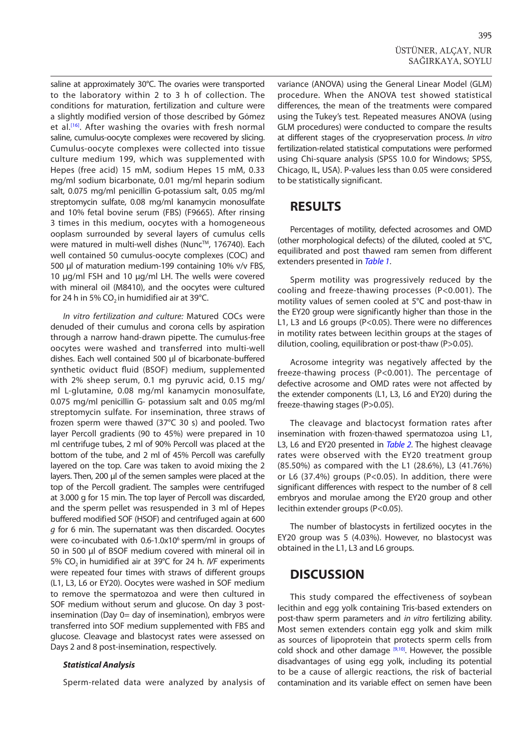saline at approximately 30°C. The ovaries were transported to the laboratory within 2 to 3 h of collection. The conditions for maturation, fertilization and culture were a slightly modified version of those described by Gómez et al.[16]. After washing the ovaries with fresh normal saline, cumulus-oocyte complexes were recovered by slicing. Cumulus-oocyte complexes were collected into tissue culture medium 199, which was supplemented with Hepes (free acid) 15 mM, sodium Hepes 15 mM, 0.33 mg/ml sodium bicarbonate, 0.01 mg/ml heparin sodium salt, 0.075 mg/ml penicillin G-potassium salt, 0.05 mg/ml streptomycin sulfate, 0.08 mg/ml kanamycin monosulfate and 10% fetal bovine serum (FBS) (F9665). After rinsing 3 times in this medium, oocytes with a homogeneous ooplasm surrounded by several layers of cumulus cells were matured in multi-well dishes (Nunc™, 176740). Each well contained 50 cumulus-oocyte complexes (COC) and 500 µl of maturation medium-199 containing 10% v/v FBS, 10 µg/ml FSH and 10 µg/ml LH. The wells were covered with mineral oil (M8410), and the oocytes were cultured for 24 h in 5% $CO_2$ in humidified air at 39°C.

*In vitro fertilization and culture:* Matured COCs were denuded of their cumulus and corona cells by aspiration through a narrow hand-drawn pipette. The cumulus-free oocytes were washed and transferred into multi-well dishes. Each well contained 500 µl of bicarbonate-buffered synthetic oviduct fluid (BSOF) medium, supplemented with 2% sheep serum, 0.1 mg pyruvic acid, 0.15 mg/ml L-glutamine, 0.08 mg/ml kanamycin monosulfate, 0.075 mg/ml penicillin G- potassium salt and 0.05 mg/ml streptomycin sulfate. For insemination, three straws of frozen sperm were thawed (37°C 30 s) and pooled. Two layer Percoll gradients (90 to 45%) were prepared in 10 ml centrifuge tubes, 2 ml of 90% Percoll was placed at the bottom of the tube, and 2 ml of 45% Percoll was carefully layered on the top. Care was taken to avoid mixing the 2 layers. Then, 200 µl of the semen samples were placed at the top of the Percoll gradient. The samples were centrifuged at 3.000 g for 15 min. The top layer of Percoll was discarded, and the sperm pellet was resuspended in 3 ml of Hepes buffered modified SOF (HSOF) and centrifuged again at 600 *g* for 6 min. The supernatant was then discarded. Oocytes were co-incubated with 0.6-1.0x$10^6$ sperm/ml in groups of 50 in 500 µl of BSOF medium covered with mineral oil in 5% $CO_2$ in humidified air at 39°C for 24 h. *IVF* experiments were repeated four times with straws of different groups (L1, L3, L6 or EY20). Oocytes were washed in SOF medium to remove the spermatozoa and were then cultured in SOF medium without serum and glucose. On day 3 post-insemination (Day 0= day of insemination), embryos were transferred into SOF medium supplemented with FBS and glucose. Cleavage and blastocyst rates were assessed on Days 2 and 8 post-insemination, respectively.

### *Statistical Analysis*

Sperm-related data were analyzed by analysis of variance (ANOVA) using the General Linear Model (GLM) procedure. When the ANOVA test showed statistical differences, the mean of the treatments were compared using the Tukey's test. Repeated measures ANOVA (using GLM procedures) were conducted to compare the results at different stages of the cryopreservation process. *In vitro* fertilization-related statistical computations were performed using Chi-square analysis (SPSS 10.0 for Windows; SPSS, Chicago, IL, USA). P-values less than 0.05 were considered to be statistically significant.

## RESULTS

Percentages of motility, defected acrosomes and OMD (other morphological defects) of the diluted, cooled at 5°C, equilibrated and post thawed ram semen from different extenders presented in *Table 1*.

Sperm motility was progressively reduced by the cooling and freeze-thawing processes ($P<0.001$). The motility values of semen cooled at 5°C and post-thaw in the EY20 group were significantly higher than those in the L1, L3 and L6 groups ($P<0.05$). There were no differences in motility rates between lecithin groups at the stages of dilution, cooling, equilibration or post-thaw ($P>0.05$).

Acrosome integrity was negatively affected by the freeze-thawing process ($P<0.001$). The percentage of defective acrosome and OMD rates were not affected by the extender components (L1, L3, L6 and EY20) during the freeze-thawing stages ($P>0.05$).

The cleavage and blactocyst formation rates after insemination with frozen-thawed spermatozoa using L1, L3, L6 and EY20 presented in *Table 2*. The highest cleavage rates were observed with the EY20 treatment group (85.50%) as compared with the L1 (28.6%), L3 (41.76%) or L6 (37.4%) groups ($P<0.05$). In addition, there were significant differences with respect to the number of 8 cell embryos and morulae among the EY20 group and other lecithin extender groups ($P<0.05$).

The number of blastocysts in fertilized oocytes in the EY20 group was 5 (4.03%). However, no blastocyst was obtained in the L1, L3 and L6 groups.

## DISCUSSION

This study compared the effectiveness of soybean lecithin and egg yolk containing Tris-based extenders on post-thaw sperm parameters and *in vitro* fertilizing ability. Most semen extenders contain egg yolk and skim milk as sources of lipoprotein that protects sperm cells from cold shock and other damage [9,10]. However, the possible disadvantages of using egg yolk, including its potential to be a cause of allergic reactions, the risk of bacterial contamination and its variable effect on semen have been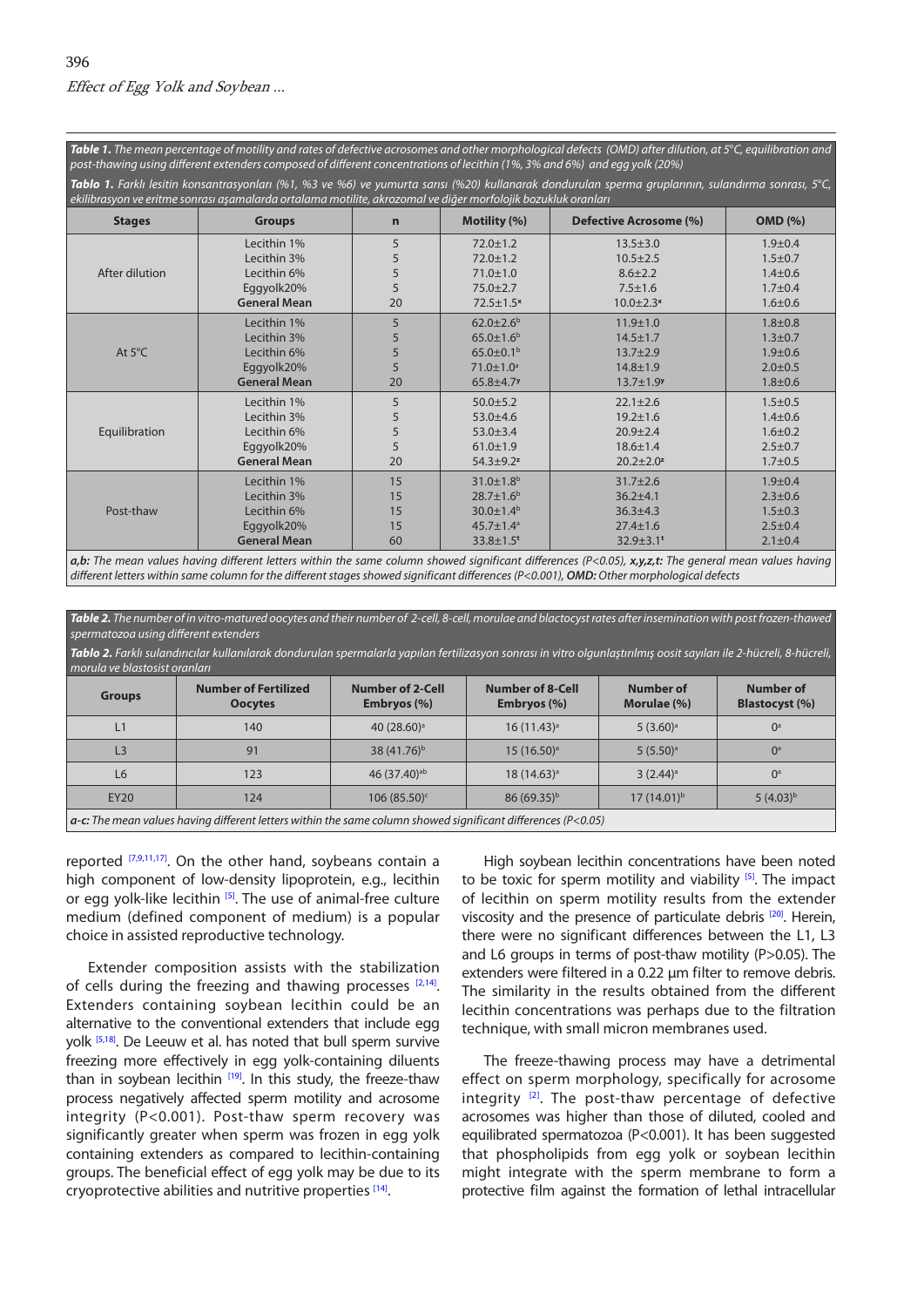**Table 1.** *The mean percentage of motility and rates of defective acrosomes and other morphological defects (OMD) after dilution, at 5°C, equilibration and post-thawing using different extenders composed of different concentrations of lecithin (1%, 3% and 6%) and egg yolk (20%)*

**Tablo 1.** *Farklı lesitin konsantrasyonları (%1, %3 ve %6) ve yumurta sarısı (%20) kullanarak dondurulan sperma gruplarının, sulandırma sonrası, 5°C, ekilibrasyon ve eritme sonrası aşamalarda ortalama motilite, akrozomal ve diğer morfolojik bozukluk oranları*

| Stages | Groups | n | Motility (%) | Defective Acrosome (%) | OMD (%) |
|---|---|---|---|---|---|
| After dilution | Lecithin 1% | 5 | 72.0±1.2 | 13.5±3.0 | 1.9±0.4 |
| | Lecithin 3% | 5 | 72.0±1.2 | 10.5±2.5 | 1.5±0.7 |
| | Lecithin 6% | 5 | 71.0±1.0 | 8.6±2.2 | 1.4±0.6 |
| | Eggyolk20% | 5 | 75.0±2.7 | 7.5±1.6 | 1.7±0.4 |
| | **General Mean** | 20 | 72.5±1.5$^{x}$ | 10.0±2.3$^{x}$ | 1.6±0.6 |
| At 5°C | Lecithin 1% | 5 | 62.0±2.6$^{b}$ | 11.9±1.0 | 1.8±0.8 |
| | Lecithin 3% | 5 | 65.0±1.6$^{b}$ | 14.5±1.7 | 1.3±0.7 |
| | Lecithin 6% | 5 | 65.0±0.1$^{b}$ | 13.7±2.9 | 1.9±0.6 |
| | Eggyolk20% | 5 | 71.0±1.0$^{a}$ | 14.8±1.9 | 2.0±0.5 |
| | **General Mean** | 20 | 65.8±4.7$^{y}$ | 13.7±1.9$^{y}$ | 1.8±0.6 |
| Equilibration | Lecithin 1% | 5 | 50.0±5.2 | 22.1±2.6 | 1.5±0.5 |
| | Lecithin 3% | 5 | 53.0±4.6 | 19.2±1.6 | 1.4±0.6 |
| | Lecithin 6% | 5 | 53.0±3.4 | 20.9±2.4 | 1.6±0.2 |
| | Eggyolk20% | 5 | 61.0±1.9 | 18.6±1.4 | 2.5±0.7 |
| | **General Mean** | 20 | 54.3±9.2$^{z}$ | 20.2±2.0$^{z}$ | 1.7±0.5 |
| Post-thaw | Lecithin 1% | 15 | 31.0±1.8$^{b}$ | 31.7±2.6 | 1.9±0.4 |
| | Lecithin 3% | 15 | 28.7±1.6$^{b}$ | 36.2±4.1 | 2.3±0.6 |
| | Lecithin 6% | 15 | 30.0±1.4$^{b}$ | 36.3±4.3 | 1.5±0.3 |
| | Eggyolk20% | 15 | 45.7±1.4$^{a}$ | 27.4±1.6 | 2.5±0.4 |
| | **General Mean** | 60 | 33.8±1.5$^{t}$ | 32.9±3.1$^{t}$ | 2.1±0.4 |

***a,b:*** *The mean values having different letters within the same column showed significant differences (P<0.05),* ***x,y,z,t:*** *The general mean values having different letters within same column for the different stages showed significant differences (P<0.001),* ***OMD:*** *Other morphological defects*

**Table 2.** *The number of in vitro-matured oocytes and their number of 2-cell, 8-cell, morulae and blactocyst rates after insemination with post frozen-thawed spermatozoa using different extenders*

**Tablo 2.** *Farklı sulandırıcılar kullanılarak dondurulan spermalarla yapılan fertilizasyon sonrası in vitro olgunlaştırılmış oosit sayıları ile 2-hücreli, 8-hücreli, morula ve blastosit oranları*

| Groups | Number of Fertilized Oocytes | Number of 2-Cell Embryos (%) | Number of 8-Cell Embryos (%) | Number of Morulae (%) | Number of Blastocyst (%) |
|---|---|---|---|---|---|
| L1 | 140 | 40 (28.60)$^{a}$ | 16 (11.43)$^{a}$ | 5 (3.60)$^{a}$ | 0$^{a}$ |
| L3 | 91 | 38 (41.76)$^{b}$ | 15 (16.50)$^{a}$ | 5 (5.50)$^{a}$ | 0$^{a}$ |
| L6 | 123 | 46 (37.40)$^{ab}$ | 18 (14.63)$^{a}$ | 3 (2.44)$^{a}$ | 0$^{a}$ |
| EY20 | 124 | 106 (85.50)$^{c}$ | 86 (69.35)$^{b}$ | 17 (14.01)$^{b}$ | 5 (4.03)$^{b}$ |

***a-c:*** *The mean values having different letters within the same column showed significant differences (P<0.05)*

reported [7,9,11,17]. On the other hand, soybeans contain a high component of low-density lipoprotein, e.g., lecithin or egg yolk-like lecithin [5]. The use of animal-free culture medium (defined component of medium) is a popular choice in assisted reproductive technology.

Extender composition assists with the stabilization of cells during the freezing and thawing processes [2,14]. Extenders containing soybean lecithin could be an alternative to the conventional extenders that include egg yolk [5,18]. De Leeuw et al. has noted that bull sperm survive freezing more effectively in egg yolk-containing diluents than in soybean lecithin [19]. In this study, the freeze-thaw process negatively affected sperm motility and acrosome integrity (P<0.001). Post-thaw sperm recovery was significantly greater when sperm was frozen in egg yolk containing extenders as compared to lecithin-containing groups. The beneficial effect of egg yolk may be due to its cryoprotective abilities and nutritive properties [14].

High soybean lecithin concentrations have been noted to be toxic for sperm motility and viability [5]. The impact of lecithin on sperm motility results from the extender viscosity and the presence of particulate debris [20]. Herein, there were no significant differences between the L1, L3 and L6 groups in terms of post-thaw motility (P>0.05). The extenders were filtered in a 0.22 µm filter to remove debris. The similarity in the results obtained from the different lecithin concentrations was perhaps due to the filtration technique, with small micron membranes used.

The freeze-thawing process may have a detrimental effect on sperm morphology, specifically for acrosome integrity [2]. The post-thaw percentage of defective acrosomes was higher than those of diluted, cooled and equilibrated spermatozoa (P<0.001). It has been suggested that phospholipids from egg yolk or soybean lecithin might integrate with the sperm membrane to form a protective film against the formation of lethal intracellular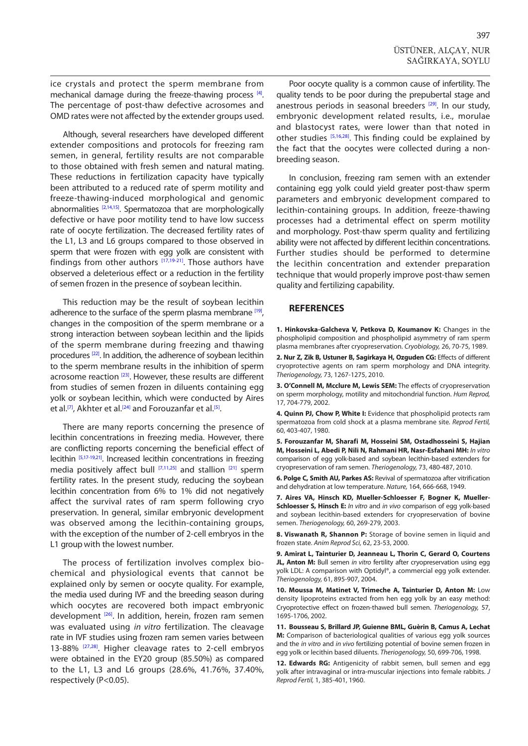ice crystals and protect the sperm membrane from mechanical damage during the freeze-thawing process [4]. The percentage of post-thaw defective acrosomes and OMD rates were not affected by the extender groups used.

Although, several researchers have developed different extender compositions and protocols for freezing ram semen, in general, fertility results are not comparable to those obtained with fresh semen and natural mating. These reductions in fertilization capacity have typically been attributed to a reduced rate of sperm motility and freeze-thawing-induced morphological and genomic abnormalities [2,14,15]. Spermatozoa that are morphologically defective or have poor motility tend to have low success rate of oocyte fertilization. The decreased fertility rates of the L1, L3 and L6 groups compared to those observed in sperm that were frozen with egg yolk are consistent with findings from other authors [17,19-21]. Those authors have observed a deleterious effect or a reduction in the fertility of semen frozen in the presence of soybean lecithin.

This reduction may be the result of soybean lecithin adherence to the surface of the sperm plasma membrane [19], changes in the composition of the sperm membrane or a strong interaction between soybean lecithin and the lipids of the sperm membrane during freezing and thawing procedures [22]. In addition, the adherence of soybean lecithin to the sperm membrane results in the inhibition of sperm acrosome reaction [23]. However, these results are different from studies of semen frozen in diluents containing egg yolk or soybean lecithin, which were conducted by Aires et al.[7], Akhter et al.[24] and Forouzanfar et al.[5].

There are many reports concerning the presence of lecithin concentrations in freezing media. However, there are conflicting reports concerning the beneficial effect of lecithin [5,17-19,21]. Increased lecithin concentrations in freezing media positively affect bull [7,11,25] and stallion [21] sperm fertility rates. In the present study, reducing the soybean lecithin concentration from 6% to 1% did not negatively affect the survival rates of ram sperm following cryo preservation. In general, similar embryonic development was observed among the lecithin-containing groups, with the exception of the number of 2-cell embryos in the L1 group with the lowest number.

The process of fertilization involves complex bio-chemical and physiological events that cannot be explained only by semen or oocyte quality. For example, the media used during IVF and the breeding season during which oocytes are recovered both impact embryonic development [26]. In addition, herein, frozen ram semen was evaluated using *in vitro* fertilization. The cleavage rate in IVF studies using frozen ram semen varies between 13-88% [27,28]. Higher cleavage rates to 2-cell embryos were obtained in the EY20 group (85.50%) as compared to the L1, L3 and L6 groups (28.6%, 41.76%, 37.40%, respectively ($P<0.05$).

Poor oocyte quality is a common cause of infertility. The quality tends to be poor during the prepubertal stage and anestrous periods in seasonal breeders [29]. In our study, embryonic development related results, i.e., morulae and blastocyst rates, were lower than that noted in other studies [5,16,28]. This finding could be explained by the fact that the oocytes were collected during a non-breeding season.

In conclusion, freezing ram semen with an extender containing egg yolk could yield greater post-thaw sperm parameters and embryonic development compared to lecithin-containing groups. In addition, freeze-thawing processes had a detrimental effect on sperm motility and morphology. Post-thaw sperm quality and fertilizing ability were not affected by different lecithin concentrations. Further studies should be performed to determine the lecithin concentration and extender preparation technique that would properly improve post-thaw semen quality and fertilizing capability.

## REFERENCES

**1. Hinkovska-Galcheva V, Petkova D, Koumanov K:** Changes in the phospholipid composition and phospholipid asymmetry of ram sperm plasma membranes after cryopreservation. *Cryobiology,* 26, 70-75, 1989.

**2. Nur Z, Zik B, Ustuner B, Sagirkaya H, Ozguden CG:** Effects of different cryoprotective agents on ram sperm morphology and DNA integrity. *Theriogenology,* 73, 1267-1275, 2010.

**3. O'Connell M, Mcclure M, Lewis SEM:** The effects of cryopreservation on sperm morphology, motility and mitochondrial function. *Hum Reprod,* 17, 704-779, 2002.

**4. Quinn PJ, Chow P, White I:** Evidence that phospholipid protects ram spermatozoa from cold shock at a plasma membrane site. *Reprod Fertil,* 60, 403-407, 1980.

**5. Forouzanfar M, Sharafi M, Hosseini SM, Ostadhosseini S, Hajian M, Hosseini L, Abedi P, Nili N, Rahmani HR, Nasr-Esfahani MH:** *In vitro* comparison of egg yolk-based and soybean lecithin-based extenders for cryopreservation of ram semen. *Theriogenology,* 73, 480-487, 2010.

**6. Polge C, Smith AU, Parkes AS:** Revival of spermatozoa after vitrification and dehydration at low temperature. *Nature,* 164, 666-668, 1949.

**7. Aires VA, Hinsch KD, Mueller-Schloesser F, Bogner K, Mueller-Schloesser S, Hinsch E:** *In vitro* and *in vivo* comparison of egg yolk-based and soybean lecithin-based extenders for cryopreservation of bovine semen. *Theriogenology,* 60, 269-279, 2003.

**8. Viswanath R, Shannon P:** Storage of bovine semen in liquid and frozen state. *Anim Reprod Sci,* 62, 23-53, 2000.

**9. Amirat L, Tainturier D, Jeanneau L, Thorin C, Gerard O, Courtens JL, Anton M:** Bull semen *in vitro* fertility after cryopreservation using egg yolk LDL: A comparison with Optidyl®, a commercial egg yolk extender. *Theriogenology,* 61, 895-907, 2004.

**10. Moussa M, Matinet V, Trimeche A, Tainturier D, Anton M:** Low density lipoproteins extracted from hen egg yolk by an easy method: Cryoprotective effect on frozen-thawed bull semen. *Theriogenology,* 57, 1695-1706, 2002.

**11. Bousseau S, Brillard JP, Guienne BML, Guèrin B, Camus A, Lechat M:** Comparison of bacteriological qualities of various egg yolk sources and the *in vitro* and *in vivo* fertilizing potential of bovine semen frozen in egg yolk or lecithin based diluents. *Theriogenology,* 50, 699-706, 1998.

**12. Edwards RG:** Antigenicity of rabbit semen, bull semen and egg yolk after intravaginal or intra-muscular injections into female rabbits. *J Reprod Fertil,* 1, 385-401, 1960.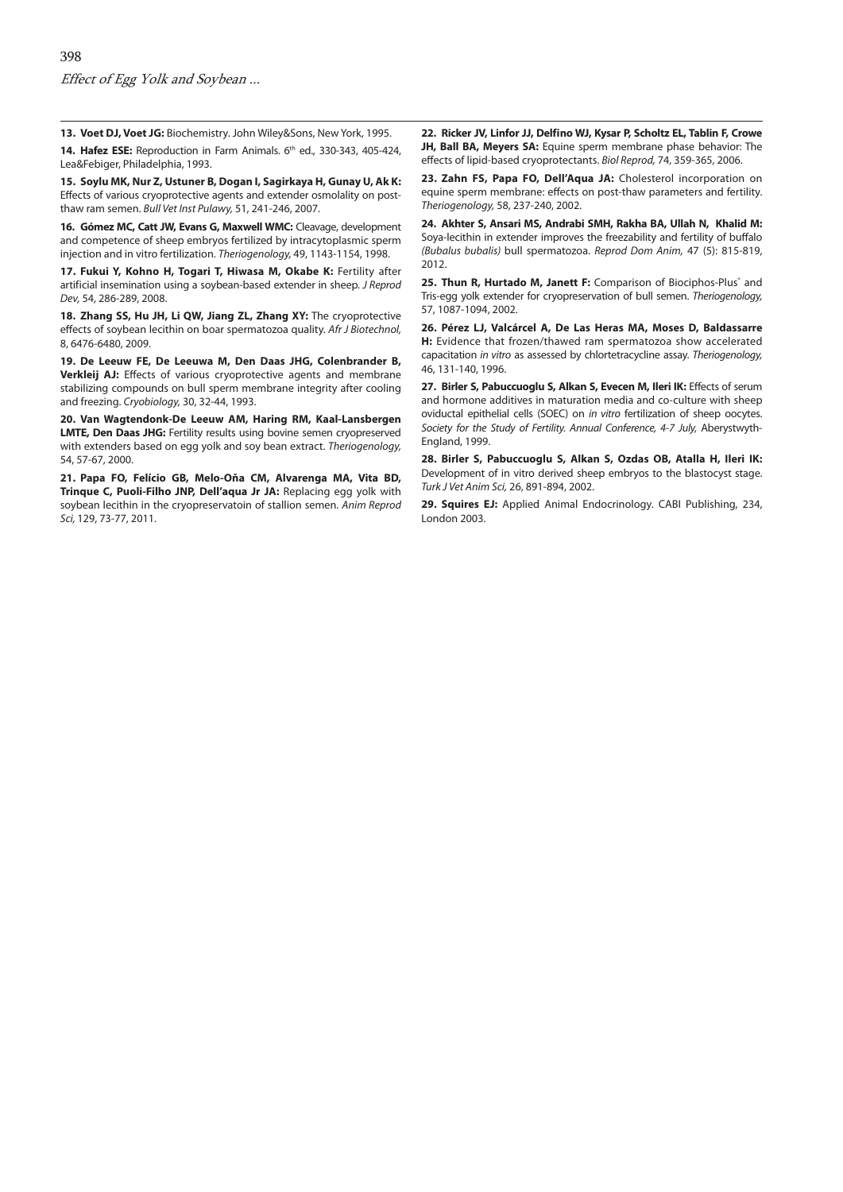**13. Voet DJ, Voet JG:** Biochemistry. John Wiley&Sons, New York, 1995.

**14. Hafez ESE:** Reproduction in Farm Animals. 6th ed., 330-343, 405-424, Lea&Febiger, Philadelphia, 1993.

**15. Soylu MK, Nur Z, Ustuner B, Dogan I, Sagirkaya H, Gunay U, Ak K:** Effects of various cryoprotective agents and extender osmolality on post-thaw ram semen. *Bull Vet Inst Pulawy,* 51, 241-246, 2007.

**16. Gómez MC, Catt JW, Evans G, Maxwell WMC:** Cleavage, development and competence of sheep embryos fertilized by intracytoplasmic sperm injection and in vitro fertilization. *Theriogenology,* 49, 1143-1154, 1998.

**17. Fukui Y, Kohno H, Togari T, Hiwasa M, Okabe K:** Fertility after artificial insemination using a soybean-based extender in sheep. *J Reprod Dev,* 54, 286-289, 2008.

**18. Zhang SS, Hu JH, Li QW, Jiang ZL, Zhang XY:** The cryoprotective effects of soybean lecithin on boar spermatozoa quality. *Afr J Biotechnol,* 8, 6476-6480, 2009.

**19. De Leeuw FE, De Leeuwa M, Den Daas JHG, Colenbrander B, Verkleij AJ:** Effects of various cryoprotective agents and membrane stabilizing compounds on bull sperm membrane integrity after cooling and freezing. *Cryobiology,* 30, 32-44, 1993.

**20. Van Wagtendonk-De Leeuw AM, Haring RM, Kaal-Lansbergen LMTE, Den Daas JHG:** Fertility results using bovine semen cryopreserved with extenders based on egg yolk and soy bean extract. *Theriogenology,* 54, 57-67, 2000.

**21. Papa FO, Felício GB, Melo-Oña CM, Alvarenga MA, Vita BD, Trinque C, Puoli-Filho JNP, Dell'aqua Jr JA:** Replacing egg yolk with soybean lecithin in the cryopreservatoin of stallion semen. *Anim Reprod Sci,* 129, 73-77, 2011.

**22. Ricker JV, Linfor JJ, Delfino WJ, Kysar P, Scholtz EL, Tablin F, Crowe JH, Ball BA, Meyers SA:** Equine sperm membrane phase behavior: The effects of lipid-based cryoprotectants. *Biol Reprod,* 74, 359-365, 2006.

**23. Zahn FS, Papa FO, Dell'Aqua JA:** Cholesterol incorporation on equine sperm membrane: effects on post-thaw parameters and fertility. *Theriogenology,* 58, 237-240, 2002.

**24. Akhter S, Ansari MS, Andrabi SMH, Rakha BA, Ullah N, Khalid M:** Soya-lecithin in extender improves the freezability and fertility of buffalo *(Bubalus bubalis)* bull spermatozoa. *Reprod Dom Anim,* 47 (5): 815-819, 2012.

**25. Thun R, Hurtado M, Janett F:** Comparison of Biociphos-Plus® and Tris-egg yolk extender for cryopreservation of bull semen. *Theriogenology,* 57, 1087-1094, 2002.

**26. Pérez LJ, Valcárcel A, De Las Heras MA, Moses D, Baldassarre H:** Evidence that frozen/thawed ram spermatozoa show accelerated capacitation *in vitro* as assessed by chlortetracycline assay. *Theriogenology,* 46, 131-140, 1996.

**27. Birler S, Pabuccuoglu S, Alkan S, Evecen M, Ileri IK:** Effects of serum and hormone additives in maturation media and co-culture with sheep oviductal epithelial cells (SOEC) on *in vitro* fertilization of sheep oocytes. *Society for the Study of Fertility. Annual Conference, 4-7 July,* Aberystwyth-England, 1999.

**28. Birler S, Pabuccuoglu S, Alkan S, Ozdas OB, Atalla H, Ileri IK:** Development of in vitro derived sheep embryos to the blastocyst stage. *Turk J Vet Anim Sci,* 26, 891-894, 2002.

**29. Squires EJ:** Applied Animal Endocrinology. CABI Publishing, 234, London 2003.